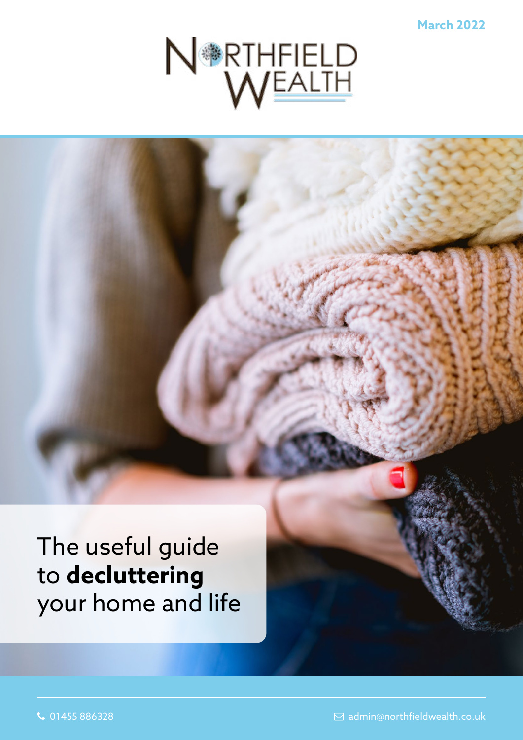March 2022

NORTHFIELD WEALTH

# The useful guide to **decluttering** your home and life

01455 886328

admin@northfieldwealth.co.uk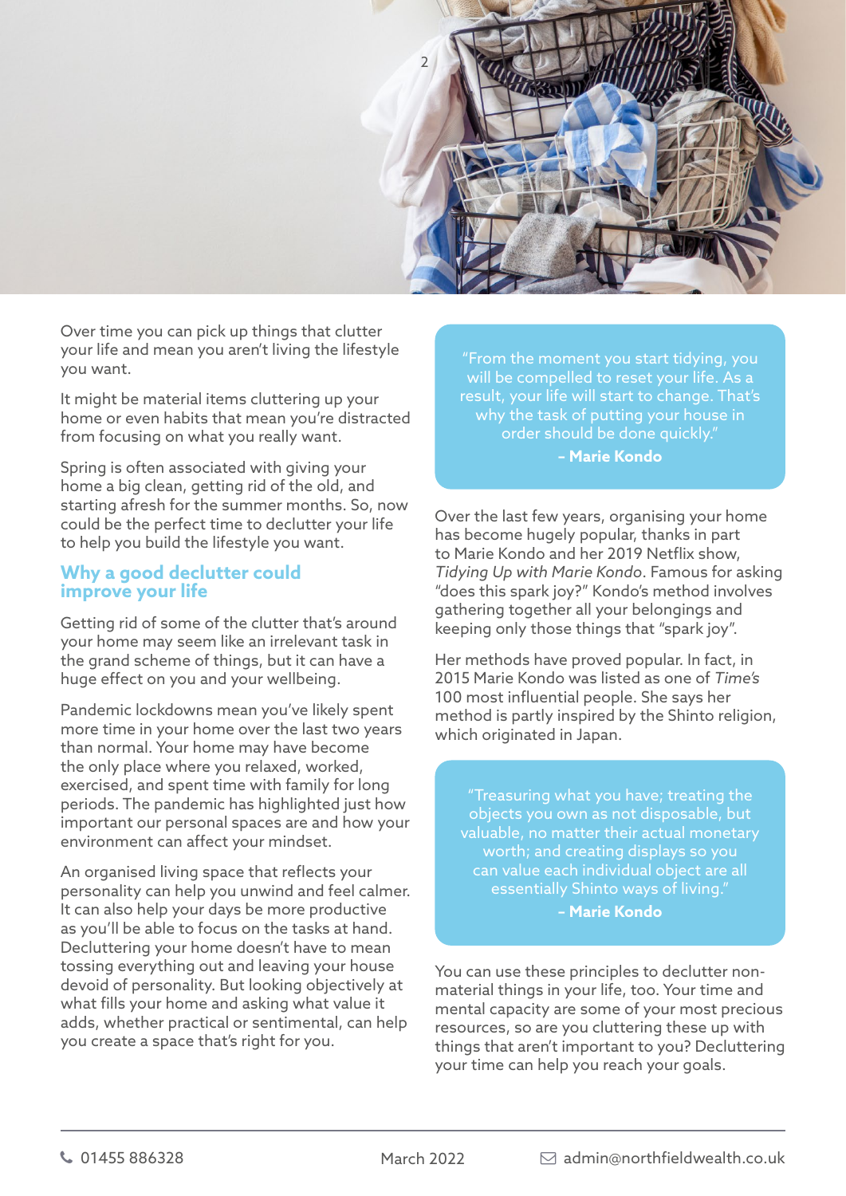Over time you can pick up things that clutter your life and mean you aren't living the lifestyle you want.

It might be material items cluttering up your home or even habits that mean you're distracted from focusing on what you really want.

Spring is often associated with giving your home a big clean, getting rid of the old, and starting afresh for the summer months. So, now could be the perfect time to declutter your life to help you build the lifestyle you want.

## Why a good declutter could improve your life

Getting rid of some of the clutter that's around your home may seem like an irrelevant task in the grand scheme of things, but it can have a huge effect on you and your wellbeing.

Pandemic lockdowns mean you've likely spent more time in your home over the last two years than normal. Your home may have become the only place where you relaxed, worked, exercised, and spent time with family for long periods. The pandemic has highlighted just how important our personal spaces are and how your environment can affect your mindset.

An organised living space that reflects your personality can help you unwind and feel calmer. It can also help your days be more productive as you'll be able to focus on the tasks at hand. Decluttering your home doesn't have to mean tossing everything out and leaving your house devoid of personality. But looking objectively at what fills your home and asking what value it adds, whether practical or sentimental, can help you create a space that's right for you.

> "From the moment you start tidying, you will be compelled to reset your life. As a result, your life will start to change. That's why the task of putting your house in order should be done quickly."
> **– Marie Kondo**

Over the last few years, organising your home has become hugely popular, thanks in part to Marie Kondo and her 2019 Netflix show, *Tidying Up with Marie Kondo*. Famous for asking "does this spark joy?" Kondo's method involves gathering together all your belongings and keeping only those things that "spark joy".

Her methods have proved popular. In fact, in 2015 Marie Kondo was listed as one of *Time's* 100 most influential people. She says her method is partly inspired by the Shinto religion, which originated in Japan.

> "Treasuring what you have; treating the objects you own as not disposable, but valuable, no matter their actual monetary worth; and creating displays so you can value each individual object are all essentially Shinto ways of living."
> **– Marie Kondo**

You can use these principles to declutter non-material things in your life, too. Your time and mental capacity are some of your most precious resources, so are you cluttering these up with things that aren't important to you? Decluttering your time can help you reach your goals.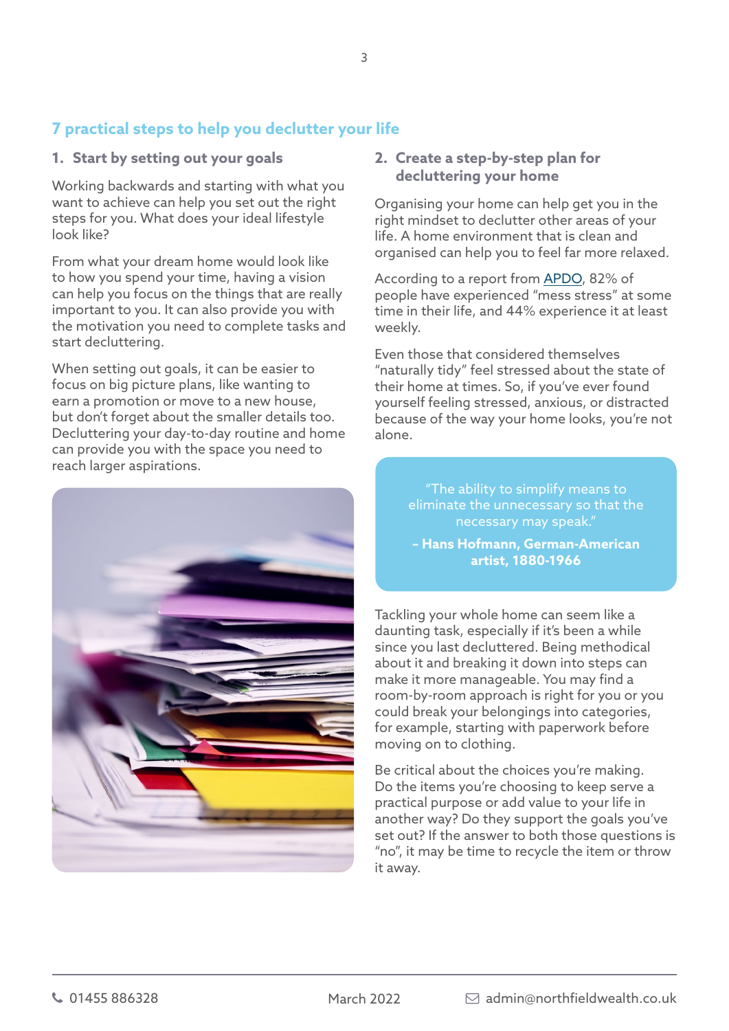## 7 practical steps to help you declutter your life

### 1. Start by setting out your goals

Working backwards and starting with what you want to achieve can help you set out the right steps for you. What does your ideal lifestyle look like?

From what your dream home would look like to how you spend your time, having a vision can help you focus on the things that are really important to you. It can also provide you with the motivation you need to complete tasks and start decluttering.

When setting out goals, it can be easier to focus on big picture plans, like wanting to earn a promotion or move to a new house, but don't forget about the smaller details too. Decluttering your day-to-day routine and home can provide you with the space you need to reach larger aspirations.

### 2. Create a step-by-step plan for decluttering your home

Organising your home can help get you in the right mindset to declutter other areas of your life. A home environment that is clean and organised can help you to feel far more relaxed.

According to a report from APDO, 82% of people have experienced "mess stress" at some time in their life, and 44% experience it at least weekly.

Even those that considered themselves "naturally tidy" feel stressed about the state of their home at times. So, if you've ever found yourself feeling stressed, anxious, or distracted because of the way your home looks, you're not alone.

> "The ability to simplify means to eliminate the unnecessary so that the necessary may speak."
>
> **– Hans Hofmann, German-American artist, 1880-1966**

Tackling your whole home can seem like a daunting task, especially if it's been a while since you last decluttered. Being methodical about it and breaking it down into steps can make it more manageable. You may find a room-by-room approach is right for you or you could break your belongings into categories, for example, starting with paperwork before moving on to clothing.

Be critical about the choices you're making. Do the items you're choosing to keep serve a practical purpose or add value to your life in another way? Do they support the goals you've set out? If the answer to both those questions is "no", it may be time to recycle the item or throw it away.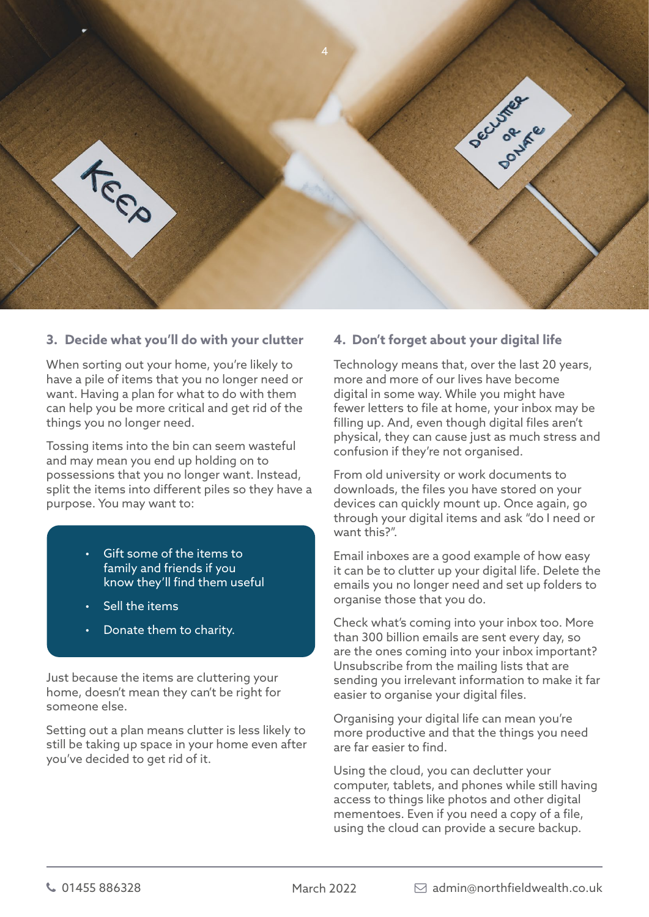### 3. Decide what you'll do with your clutter

When sorting out your home, you're likely to have a pile of items that you no longer need or want. Having a plan for what to do with them can help you be more critical and get rid of the things you no longer need.

Tossing items into the bin can seem wasteful and may mean you end up holding on to possessions that you no longer want. Instead, split the items into different piles so they have a purpose. You may want to:

- Gift some of the items to family and friends if you know they'll find them useful
- Sell the items
- Donate them to charity.

Just because the items are cluttering your home, doesn't mean they can't be right for someone else.

Setting out a plan means clutter is less likely to still be taking up space in your home even after you've decided to get rid of it.

### 4. Don't forget about your digital life

Technology means that, over the last 20 years, more and more of our lives have become digital in some way. While you might have fewer letters to file at home, your inbox may be filling up. And, even though digital files aren't physical, they can cause just as much stress and confusion if they're not organised.

From old university or work documents to downloads, the files you have stored on your devices can quickly mount up. Once again, go through your digital items and ask "do I need or want this?".

Email inboxes are a good example of how easy it can be to clutter up your digital life. Delete the emails you no longer need and set up folders to organise those that you do.

Check what's coming into your inbox too. More than 300 billion emails are sent every day, so are the ones coming into your inbox important? Unsubscribe from the mailing lists that are sending you irrelevant information to make it far easier to organise your digital files.

Organising your digital life can mean you're more productive and that the things you need are far easier to find.

Using the cloud, you can declutter your computer, tablets, and phones while still having access to things like photos and other digital mementoes. Even if you need a copy of a file, using the cloud can provide a secure backup.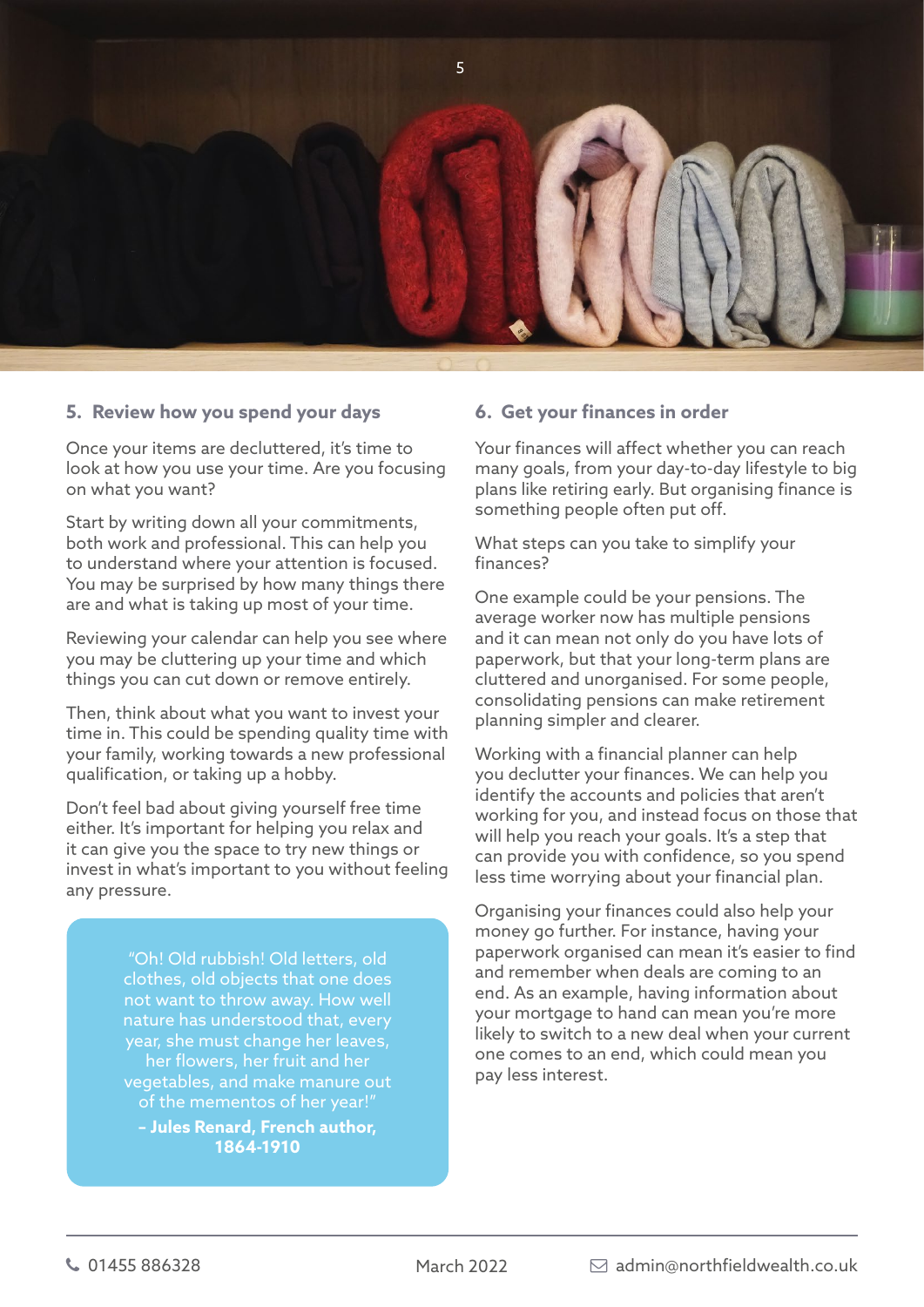## 5. Review how you spend your days

Once your items are decluttered, it's time to look at how you use your time. Are you focusing on what you want?

Start by writing down all your commitments, both work and professional. This can help you to understand where your attention is focused. You may be surprised by how many things there are and what is taking up most of your time.

Reviewing your calendar can help you see where you may be cluttering up your time and which things you can cut down or remove entirely.

Then, think about what you want to invest your time in. This could be spending quality time with your family, working towards a new professional qualification, or taking up a hobby.

Don't feel bad about giving yourself free time either. It's important for helping you relax and it can give you the space to try new things or invest in what's important to you without feeling any pressure.

> "Oh! Old rubbish! Old letters, old clothes, old objects that one does not want to throw away. How well nature has understood that, every year, she must change her leaves, her flowers, her fruit and her vegetables, and make manure out of the mementos of her year!"
>
> **– Jules Renard, French author, 1864-1910**

## 6. Get your finances in order

Your finances will affect whether you can reach many goals, from your day-to-day lifestyle to big plans like retiring early. But organising finance is something people often put off.

What steps can you take to simplify your finances?

One example could be your pensions. The average worker now has multiple pensions and it can mean not only do you have lots of paperwork, but that your long-term plans are cluttered and unorganised. For some people, consolidating pensions can make retirement planning simpler and clearer.

Working with a financial planner can help you declutter your finances. We can help you identify the accounts and policies that aren't working for you, and instead focus on those that will help you reach your goals. It's a step that can provide you with confidence, so you spend less time worrying about your financial plan.

Organising your finances could also help your money go further. For instance, having your paperwork organised can mean it's easier to find and remember when deals are coming to an end. As an example, having information about your mortgage to hand can mean you're more likely to switch to a new deal when your current one comes to an end, which could mean you pay less interest.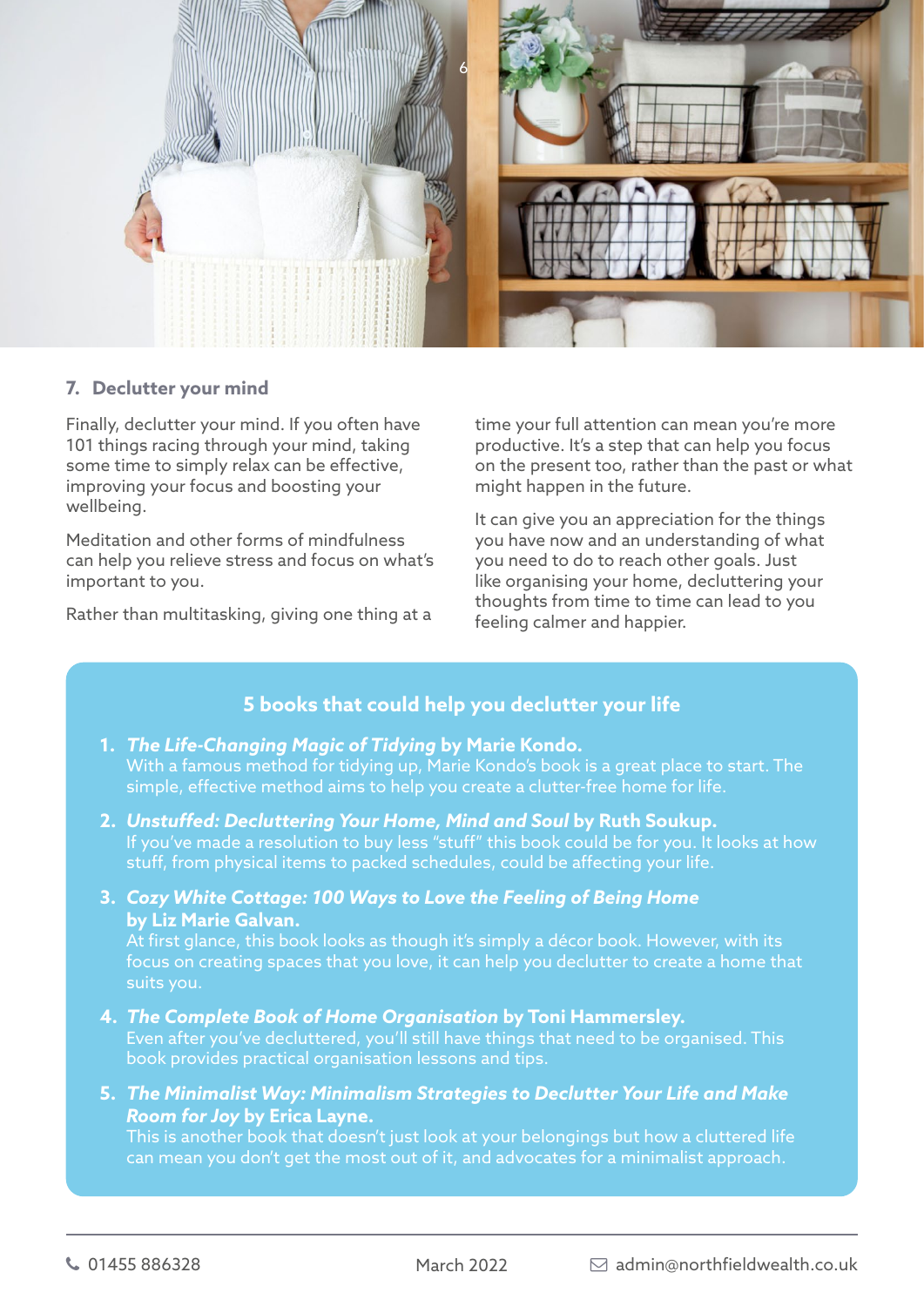### 7. Declutter your mind

Finally, declutter your mind. If you often have 101 things racing through your mind, taking some time to simply relax can be effective, improving your focus and boosting your wellbeing.

Meditation and other forms of mindfulness can help you relieve stress and focus on what's important to you.

Rather than multitasking, giving one thing at a time your full attention can mean you're more productive. It's a step that can help you focus on the present too, rather than the past or what might happen in the future.

It can give you an appreciation for the things you have now and an understanding of what you need to do to reach other goals. Just like organising your home, decluttering your thoughts from time to time can lead to you feeling calmer and happier.

## 5 books that could help you declutter your life

1. ***The Life-Changing Magic of Tidying* by Marie Kondo.**
   With a famous method for tidying up, Marie Kondo's book is a great place to start. The simple, effective method aims to help you create a clutter-free home for life.

2. ***Unstuffed: Decluttering Your Home, Mind and Soul* by Ruth Soukup.**
   If you've made a resolution to buy less "stuff" this book could be for you. It looks at how stuff, from physical items to packed schedules, could be affecting your life.

3. ***Cozy White Cottage: 100 Ways to Love the Feeling of Being Home* by Liz Marie Galvan.**
   At first glance, this book looks as though it's simply a décor book. However, with its focus on creating spaces that you love, it can help you declutter to create a home that suits you.

4. ***The Complete Book of Home Organisation* by Toni Hammersley.**
   Even after you've decluttered, you'll still have things that need to be organised. This book provides practical organisation lessons and tips.

5. ***The Minimalist Way: Minimalism Strategies to Declutter Your Life and Make Room for Joy* by Erica Layne.**
   This is another book that doesn't just look at your belongings but how a cluttered life can mean you don't get the most out of it, and advocates for a minimalist approach.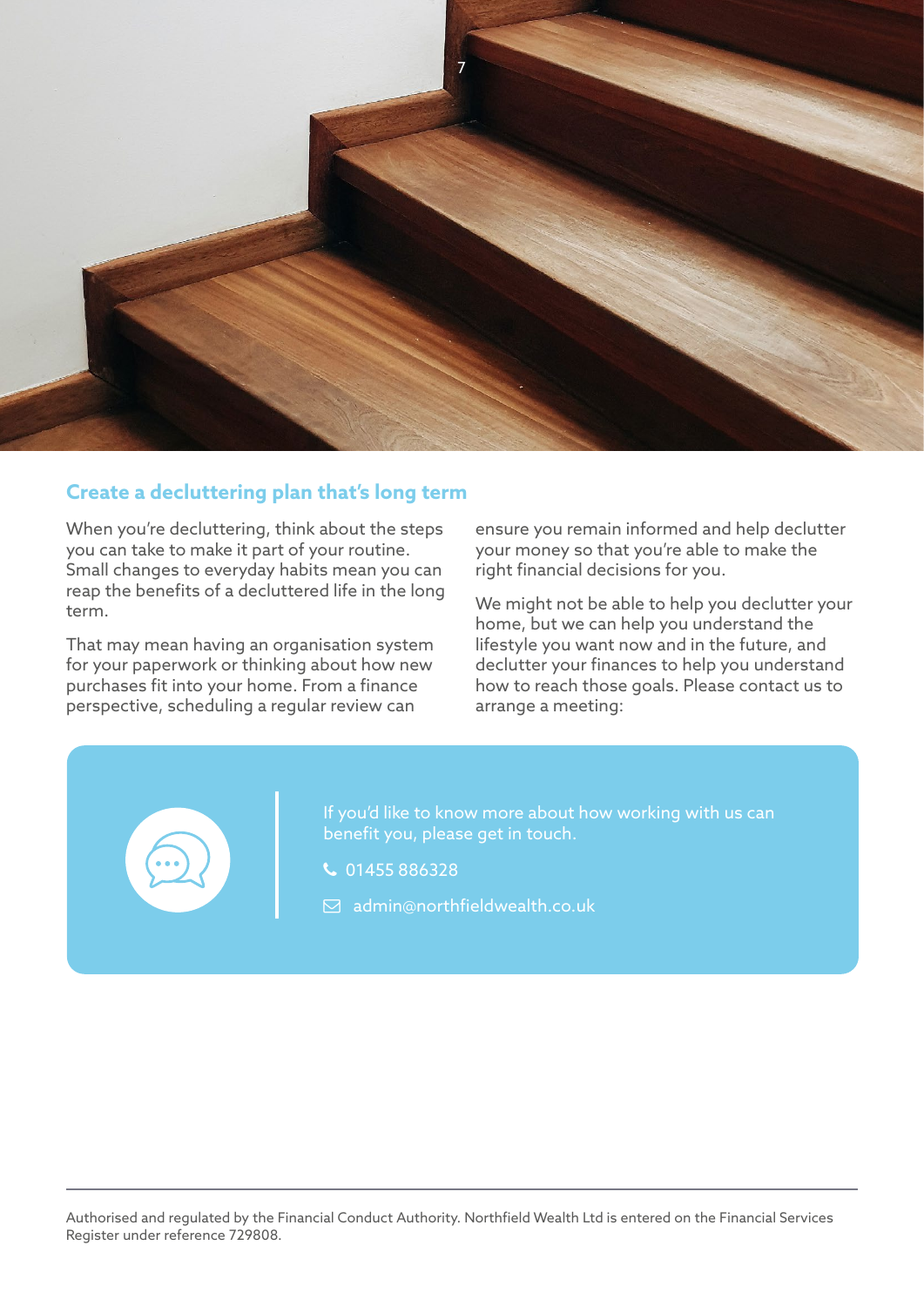## Create a decluttering plan that's long term

When you're decluttering, think about the steps you can take to make it part of your routine. Small changes to everyday habits mean you can reap the benefits of a decluttered life in the long term.

That may mean having an organisation system for your paperwork or thinking about how new purchases fit into your home. From a finance perspective, scheduling a regular review can ensure you remain informed and help declutter your money so that you're able to make the right financial decisions for you.

We might not be able to help you declutter your home, but we can help you understand the lifestyle you want now and in the future, and declutter your finances to help you understand how to reach those goals. Please contact us to arrange a meeting:

If you'd like to know more about how working with us can benefit you, please get in touch.

01455 886328

admin@northfieldwealth.co.uk

Authorised and regulated by the Financial Conduct Authority. Northfield Wealth Ltd is entered on the Financial Services Register under reference 729808.